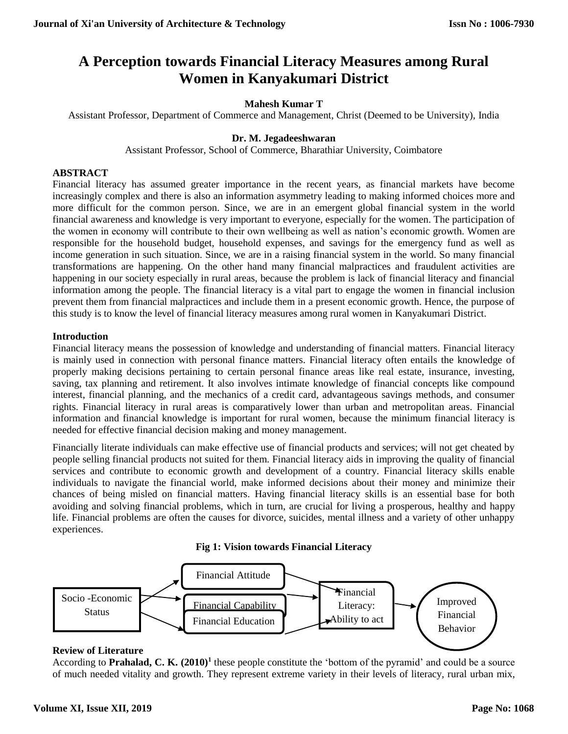# A Perception towards Financial Literacy Measures among Rural Women in Kanyakumari District

**Mahesh Kumar T**

Assistant Professor, Department of Commerce and Management, Christ (Deemed to be University), India

**Dr. M. Jegadeeshwaran**

Assistant Professor, School of Commerce, Bharathiar University, Coimbatore

## ABSTRACT

Financial literacy has assumed greater importance in the recent years, as financial markets have become increasingly complex and there is also an information asymmetry leading to making informed choices more and more difficult for the common person. Since, we are in an emergent global financial system in the world financial awareness and knowledge is very important to everyone, especially for the women. The participation of the women in economy will contribute to their own wellbeing as well as nation's economic growth. Women are responsible for the household budget, household expenses, and savings for the emergency fund as well as income generation in such situation. Since, we are in a raising financial system in the world. So many financial transformations are happening. On the other hand many financial malpractices and fraudulent activities are happening in our society especially in rural areas, because the problem is lack of financial literacy and financial information among the people. The financial literacy is a vital part to engage the women in financial inclusion prevent them from financial malpractices and include them in a present economic growth. Hence, the purpose of this study is to know the level of financial literacy measures among rural women in Kanyakumari District.

## Introduction

Financial literacy means the possession of knowledge and understanding of financial matters. Financial literacy is mainly used in connection with personal finance matters. Financial literacy often entails the knowledge of properly making decisions pertaining to certain personal finance areas like real estate, insurance, investing, saving, tax planning and retirement. It also involves intimate knowledge of financial concepts like compound interest, financial planning, and the mechanics of a credit card, advantageous savings methods, and consumer rights. Financial literacy in rural areas is comparatively lower than urban and metropolitan areas. Financial information and financial knowledge is important for rural women, because the minimum financial literacy is needed for effective financial decision making and money management.

Financially literate individuals can make effective use of financial products and services; will not get cheated by people selling financial products not suited for them. Financial literacy aids in improving the quality of financial services and contribute to economic growth and development of a country. Financial literacy skills enable individuals to navigate the financial world, make informed decisions about their money and minimize their chances of being misled on financial matters. Having financial literacy skills is an essential base for both avoiding and solving financial problems, which in turn, are crucial for living a prosperous, healthy and happy life. Financial problems are often the causes for divorce, suicides, mental illness and a variety of other unhappy experiences.

**Fig 1: Vision towards Financial Literacy**

Socio -Economic Status → Financial Attitude / Financial Capability / Financial Education → Financial Literacy: Ability to act → Improved Financial Behavior

## Review of Literature

According to **Prahalad, C. K. (2010)**[1] these people constitute the 'bottom of the pyramid' and could be a source of much needed vitality and growth. They represent extreme variety in their levels of literacy, rural urban mix,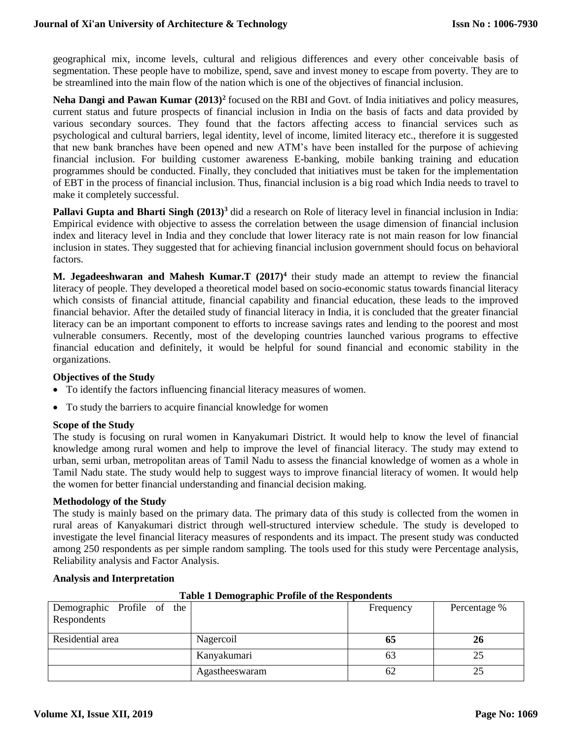geographical mix, income levels, cultural and religious differences and every other conceivable basis of segmentation. These people have to mobilize, spend, save and invest money to escape from poverty. They are to be streamlined into the main flow of the nation which is one of the objectives of financial inclusion.

**Neha Dangi and Pawan Kumar (2013)[2]** focused on the RBI and Govt. of India initiatives and policy measures, current status and future prospects of financial inclusion in India on the basis of facts and data provided by various secondary sources. They found that the factors affecting access to financial services such as psychological and cultural barriers, legal identity, level of income, limited literacy etc., therefore it is suggested that new bank branches have been opened and new ATM's have been installed for the purpose of achieving financial inclusion. For building customer awareness E-banking, mobile banking training and education programmes should be conducted. Finally, they concluded that initiatives must be taken for the implementation of EBT in the process of financial inclusion. Thus, financial inclusion is a big road which India needs to travel to make it completely successful.

**Pallavi Gupta and Bharti Singh (2013)[3]** did a research on Role of literacy level in financial inclusion in India: Empirical evidence with objective to assess the correlation between the usage dimension of financial inclusion index and literacy level in India and they conclude that lower literacy rate is not main reason for low financial inclusion in states. They suggested that for achieving financial inclusion government should focus on behavioral factors.

**M. Jegadeeshwaran and Mahesh Kumar.T (2017)[4]** their study made an attempt to review the financial literacy of people. They developed a theoretical model based on socio-economic status towards financial literacy which consists of financial attitude, financial capability and financial education, these leads to the improved financial behavior. After the detailed study of financial literacy in India, it is concluded that the greater financial literacy can be an important component to efforts to increase savings rates and lending to the poorest and most vulnerable consumers. Recently, most of the developing countries launched various programs to effective financial education and definitely, it would be helpful for sound financial and economic stability in the organizations.

### Objectives of the Study

- To identify the factors influencing financial literacy measures of women.
- To study the barriers to acquire financial knowledge for women

### Scope of the Study

The study is focusing on rural women in Kanyakumari District. It would help to know the level of financial knowledge among rural women and help to improve the level of financial literacy. The study may extend to urban, semi urban, metropolitan areas of Tamil Nadu to assess the financial knowledge of women as a whole in Tamil Nadu state. The study would help to suggest ways to improve financial literacy of women. It would help the women for better financial understanding and financial decision making.

### Methodology of the Study

The study is mainly based on the primary data. The primary data of this study is collected from the women in rural areas of Kanyakumari district through well-structured interview schedule. The study is developed to investigate the level financial literacy measures of respondents and its impact. The present study was conducted among 250 respondents as per simple random sampling. The tools used for this study were Percentage analysis, Reliability analysis and Factor Analysis.

### Analysis and Interpretation

**Table 1 Demographic Profile of the Respondents**

| Demographic Profile of the Respondents | | Frequency | Percentage % |
|---|---|---|---|
| Residential area | Nagercoil | **65** | **26** |
| | Kanyakumari | 63 | 25 |
| | Agastheeswaram | 62 | 25 |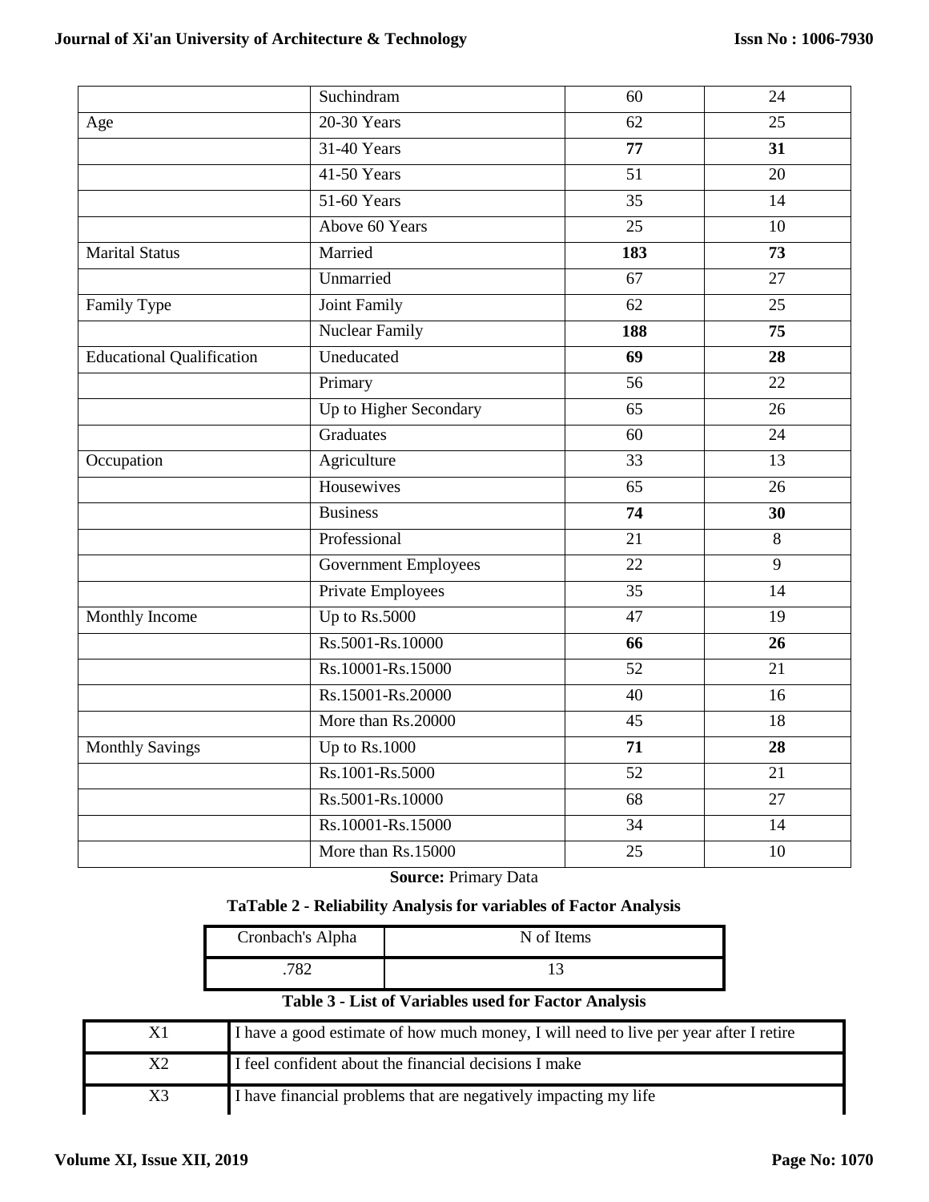|  | Suchindram | 60 | 24 |
|---|---|---|---|
| Age | 20-30 Years | 62 | 25 |
|  | 31-40 Years | **77** | **31** |
|  | 41-50 Years | 51 | 20 |
|  | 51-60 Years | 35 | 14 |
|  | Above 60 Years | 25 | 10 |
| Marital Status | Married | **183** | **73** |
|  | Unmarried | 67 | 27 |
| Family Type | Joint Family | 62 | 25 |
|  | Nuclear Family | **188** | **75** |
| Educational Qualification | Uneducated | **69** | **28** |
|  | Primary | 56 | 22 |
|  | Up to Higher Secondary | 65 | 26 |
|  | Graduates | 60 | 24 |
| Occupation | Agriculture | 33 | 13 |
|  | Housewives | 65 | 26 |
|  | Business | **74** | **30** |
|  | Professional | 21 | 8 |
|  | Government Employees | 22 | 9 |
|  | Private Employees | 35 | 14 |
| Monthly Income | Up to Rs.5000 | 47 | 19 |
|  | Rs.5001-Rs.10000 | **66** | **26** |
|  | Rs.10001-Rs.15000 | 52 | 21 |
|  | Rs.15001-Rs.20000 | 40 | 16 |
|  | More than Rs.20000 | 45 | 18 |
| Monthly Savings | Up to Rs.1000 | **71** | **28** |
|  | Rs.1001-Rs.5000 | 52 | 21 |
|  | Rs.5001-Rs.10000 | 68 | 27 |
|  | Rs.10001-Rs.15000 | 34 | 14 |
|  | More than Rs.15000 | 25 | 10 |

**Source:** Primary Data

**TaTable 2 - Reliability Analysis for variables of Factor Analysis**

| Cronbach's Alpha | N of Items |
|---|---|
| .782 | 13 |

**Table 3 - List of Variables used for Factor Analysis**

| X1 | I have a good estimate of how much money, I will need to live per year after I retire |
|---|---|
| X2 | I feel confident about the financial decisions I make |
| X3 | I have financial problems that are negatively impacting my life |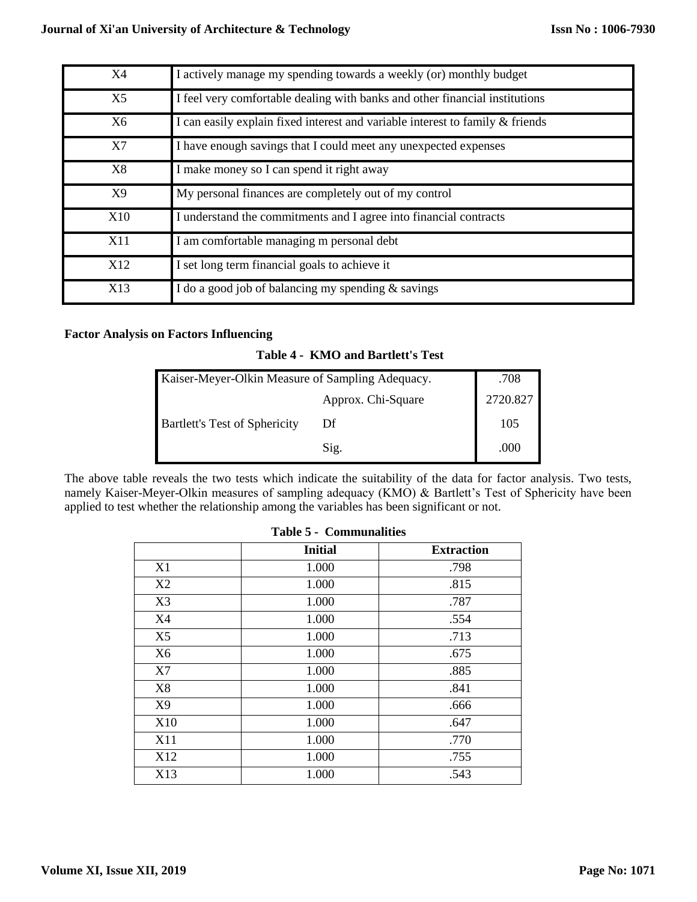| X4 | I actively manage my spending towards a weekly (or) monthly budget |
|---|---|
| X5 | I feel very comfortable dealing with banks and other financial institutions |
| X6 | I can easily explain fixed interest and variable interest to family & friends |
| X7 | I have enough savings that I could meet any unexpected expenses |
| X8 | I make money so I can spend it right away |
| X9 | My personal finances are completely out of my control |
| X10 | I understand the commitments and I agree into financial contracts |
| X11 | I am comfortable managing m personal debt |
| X12 | I set long term financial goals to achieve it |
| X13 | I do a good job of balancing my spending & savings |

**Factor Analysis on Factors Influencing**

**Table 4 - KMO and Bartlett's Test**

| Kaiser-Meyer-Olkin Measure of Sampling Adequacy. | | .708 |
|---|---|---|
| Bartlett's Test of Sphericity | Approx. Chi-Square | 2720.827 |
| | Df | 105 |
| | Sig. | .000 |

The above table reveals the two tests which indicate the suitability of the data for factor analysis. Two tests, namely Kaiser-Meyer-Olkin measures of sampling adequacy (KMO) & Bartlett's Test of Sphericity have been applied to test whether the relationship among the variables has been significant or not.

**Table 5 - Communalities**

| | Initial | Extraction |
|---|---|---|
| X1 | 1.000 | .798 |
| X2 | 1.000 | .815 |
| X3 | 1.000 | .787 |
| X4 | 1.000 | .554 |
| X5 | 1.000 | .713 |
| X6 | 1.000 | .675 |
| X7 | 1.000 | .885 |
| X8 | 1.000 | .841 |
| X9 | 1.000 | .666 |
| X10 | 1.000 | .647 |
| X11 | 1.000 | .770 |
| X12 | 1.000 | .755 |
| X13 | 1.000 | .543 |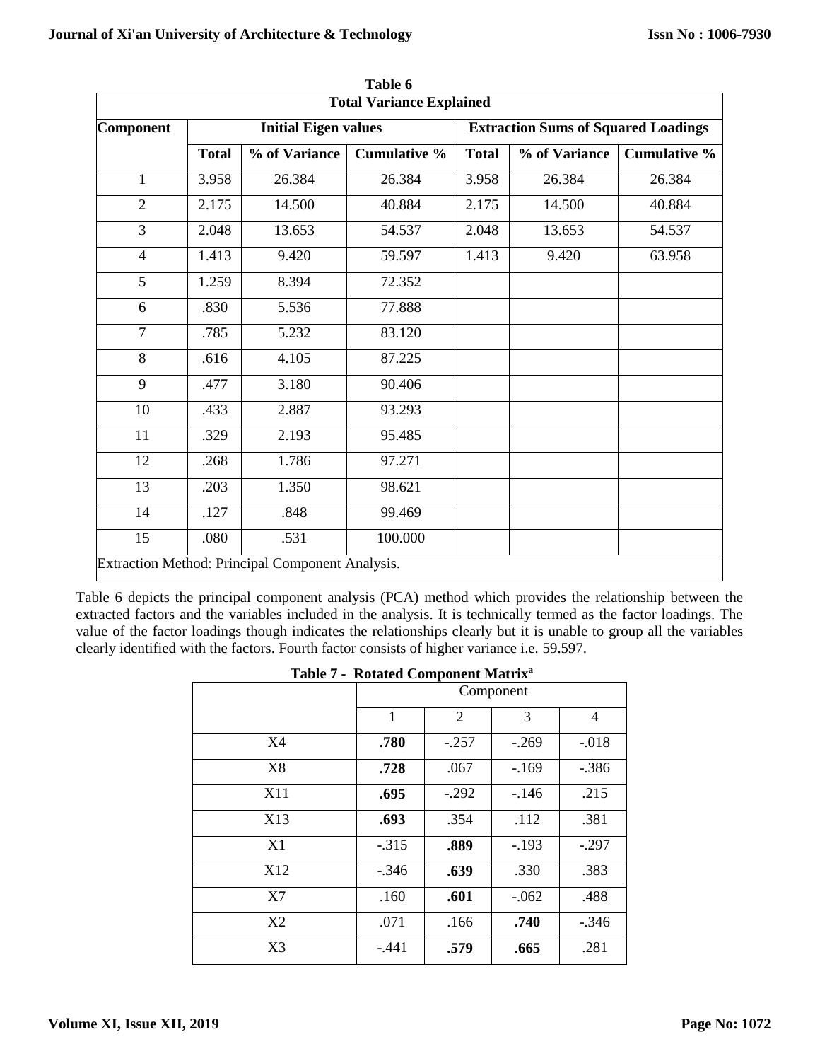**Table 6**

| Total Variance Explained | | | | | | |
|---|---|---|---|---|---|---|
| Component | Initial Eigen values | | | Extraction Sums of Squared Loadings | | |
| | Total | % of Variance | Cumulative % | Total | % of Variance | Cumulative % |
| 1 | 3.958 | 26.384 | 26.384 | 3.958 | 26.384 | 26.384 |
| 2 | 2.175 | 14.500 | 40.884 | 2.175 | 14.500 | 40.884 |
| 3 | 2.048 | 13.653 | 54.537 | 2.048 | 13.653 | 54.537 |
| 4 | 1.413 | 9.420 | 59.597 | 1.413 | 9.420 | 63.958 |
| 5 | 1.259 | 8.394 | 72.352 | | | |
| 6 | .830 | 5.536 | 77.888 | | | |
| 7 | .785 | 5.232 | 83.120 | | | |
| 8 | .616 | 4.105 | 87.225 | | | |
| 9 | .477 | 3.180 | 90.406 | | | |
| 10 | .433 | 2.887 | 93.293 | | | |
| 11 | .329 | 2.193 | 95.485 | | | |
| 12 | .268 | 1.786 | 97.271 | | | |
| 13 | .203 | 1.350 | 98.621 | | | |
| 14 | .127 | .848 | 99.469 | | | |
| 15 | .080 | .531 | 100.000 | | | |
| Extraction Method: Principal Component Analysis. | | | | | | |

Table 6 depicts the principal component analysis (PCA) method which provides the relationship between the extracted factors and the variables included in the analysis. It is technically termed as the factor loadings. The value of the factor loadings though indicates the relationships clearly but it is unable to group all the variables clearly identified with the factors. Fourth factor consists of higher variance i.e. 59.597.

**Table 7 - Rotated Component Matrix[a]**

| | Component | | | |
|---|---|---|---|---|
| | 1 | 2 | 3 | 4 |
| X4 | **.780** | -.257 | -.269 | -.018 |
| X8 | **.728** | .067 | -.169 | -.386 |
| X11 | **.695** | -.292 | -.146 | .215 |
| X13 | **.693** | .354 | .112 | .381 |
| X1 | -.315 | **.889** | -.193 | -.297 |
| X12 | -.346 | **.639** | .330 | .383 |
| X7 | .160 | **.601** | -.062 | .488 |
| X2 | .071 | .166 | **.740** | -.346 |
| X3 | -.441 | **.579** | **.665** | .281 |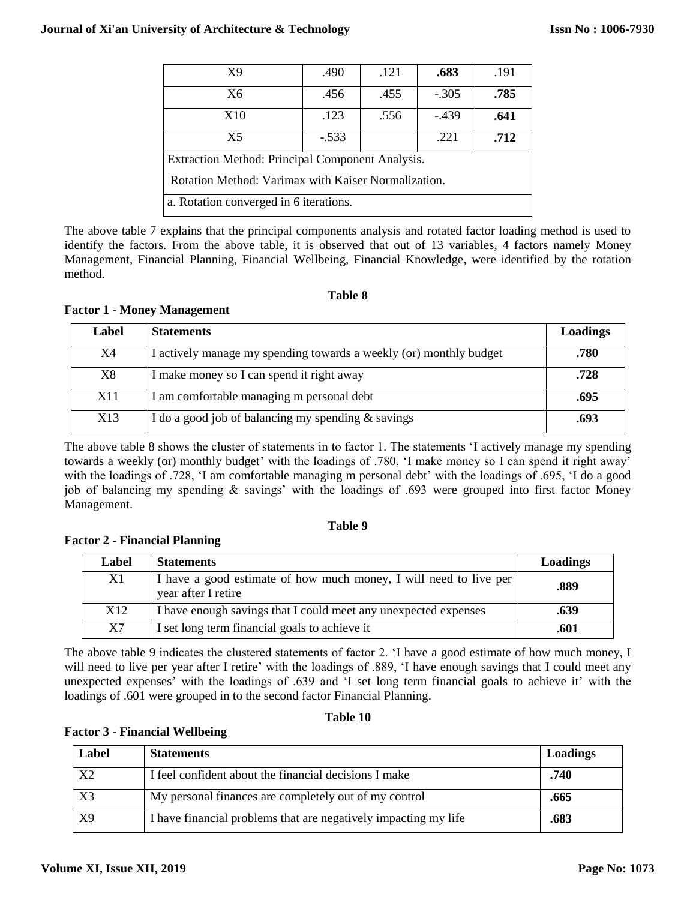| X9 | .490 | .121 | **.683** | .191 |
|---|---|---|---|---|
| X6 | .456 | .455 | -.305 | **.785** |
| X10 | .123 | .556 | -.439 | **.641** |
| X5 | -.533 | | .221 | **.712** |
| Extraction Method: Principal Component Analysis. Rotation Method: Varimax with Kaiser Normalization. | | | | |
| a. Rotation converged in 6 iterations. | | | | |

The above table 7 explains that the principal components analysis and rotated factor loading method is used to identify the factors. From the above table, it is observed that out of 13 variables, 4 factors namely Money Management, Financial Planning, Financial Wellbeing, Financial Knowledge, were identified by the rotation method.

**Table 8**

**Factor 1 - Money Management**

| Label | Statements | Loadings |
|---|---|---|
| X4 | I actively manage my spending towards a weekly (or) monthly budget | **.780** |
| X8 | I make money so I can spend it right away | **.728** |
| X11 | I am comfortable managing m personal debt | **.695** |
| X13 | I do a good job of balancing my spending & savings | **.693** |

The above table 8 shows the cluster of statements in to factor 1. The statements 'I actively manage my spending towards a weekly (or) monthly budget' with the loadings of .780, 'I make money so I can spend it right away' with the loadings of .728, 'I am comfortable managing m personal debt' with the loadings of .695, 'I do a good job of balancing my spending & savings' with the loadings of .693 were grouped into first factor Money Management.

**Table 9**

**Factor 2 - Financial Planning**

| Label | Statements | Loadings |
|---|---|---|
| X1 | I have a good estimate of how much money, I will need to live per year after I retire | **.889** |
| X12 | I have enough savings that I could meet any unexpected expenses | **.639** |
| X7 | I set long term financial goals to achieve it | **.601** |

The above table 9 indicates the clustered statements of factor 2. 'I have a good estimate of how much money, I will need to live per year after I retire' with the loadings of .889, 'I have enough savings that I could meet any unexpected expenses' with the loadings of .639 and 'I set long term financial goals to achieve it' with the loadings of .601 were grouped in to the second factor Financial Planning.

**Table 10**

**Factor 3 - Financial Wellbeing**

| Label | Statements | Loadings |
|---|---|---|
| X2 | I feel confident about the financial decisions I make | **.740** |
| X3 | My personal finances are completely out of my control | **.665** |
| X9 | I have financial problems that are negatively impacting my life | **.683** |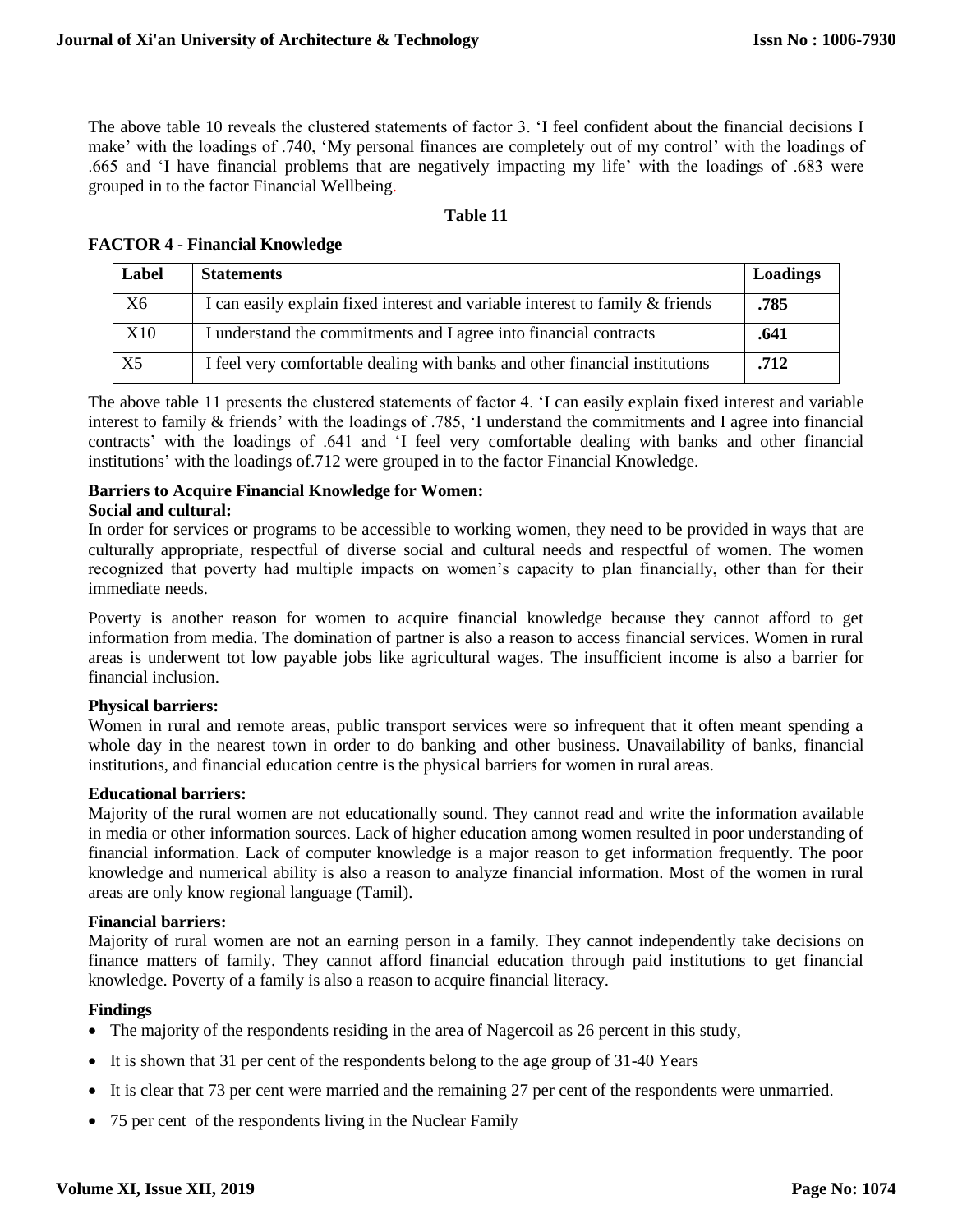The above table 10 reveals the clustered statements of factor 3. 'I feel confident about the financial decisions I make' with the loadings of .740, 'My personal finances are completely out of my control' with the loadings of .665 and 'I have financial problems that are negatively impacting my life' with the loadings of .683 were grouped in to the factor Financial Wellbeing.

**Table 11**

**FACTOR 4 - Financial Knowledge**

| Label | Statements | Loadings |
|---|---|---|
| X6 | I can easily explain fixed interest and variable interest to family & friends | **.785** |
| X10 | I understand the commitments and I agree into financial contracts | **.641** |
| X5 | I feel very comfortable dealing with banks and other financial institutions | **.712** |

The above table 11 presents the clustered statements of factor 4. 'I can easily explain fixed interest and variable interest to family & friends' with the loadings of .785, 'I understand the commitments and I agree into financial contracts' with the loadings of .641 and 'I feel very comfortable dealing with banks and other financial institutions' with the loadings of.712 were grouped in to the factor Financial Knowledge.

**Barriers to Acquire Financial Knowledge for Women:**

**Social and cultural:**

In order for services or programs to be accessible to working women, they need to be provided in ways that are culturally appropriate, respectful of diverse social and cultural needs and respectful of women. The women recognized that poverty had multiple impacts on women's capacity to plan financially, other than for their immediate needs.

Poverty is another reason for women to acquire financial knowledge because they cannot afford to get information from media. The domination of partner is also a reason to access financial services. Women in rural areas is underwent tot low payable jobs like agricultural wages. The insufficient income is also a barrier for financial inclusion.

**Physical barriers:**

Women in rural and remote areas, public transport services were so infrequent that it often meant spending a whole day in the nearest town in order to do banking and other business. Unavailability of banks, financial institutions, and financial education centre is the physical barriers for women in rural areas.

**Educational barriers:**

Majority of the rural women are not educationally sound. They cannot read and write the information available in media or other information sources. Lack of higher education among women resulted in poor understanding of financial information. Lack of computer knowledge is a major reason to get information frequently. The poor knowledge and numerical ability is also a reason to analyze financial information. Most of the women in rural areas are only know regional language (Tamil).

**Financial barriers:**

Majority of rural women are not an earning person in a family. They cannot independently take decisions on finance matters of family. They cannot afford financial education through paid institutions to get financial knowledge. Poverty of a family is also a reason to acquire financial literacy.

**Findings**

- The majority of the respondents residing in the area of Nagercoil as 26 percent in this study,
- It is shown that 31 per cent of the respondents belong to the age group of 31-40 Years
- It is clear that 73 per cent were married and the remaining 27 per cent of the respondents were unmarried.
- 75 per cent of the respondents living in the Nuclear Family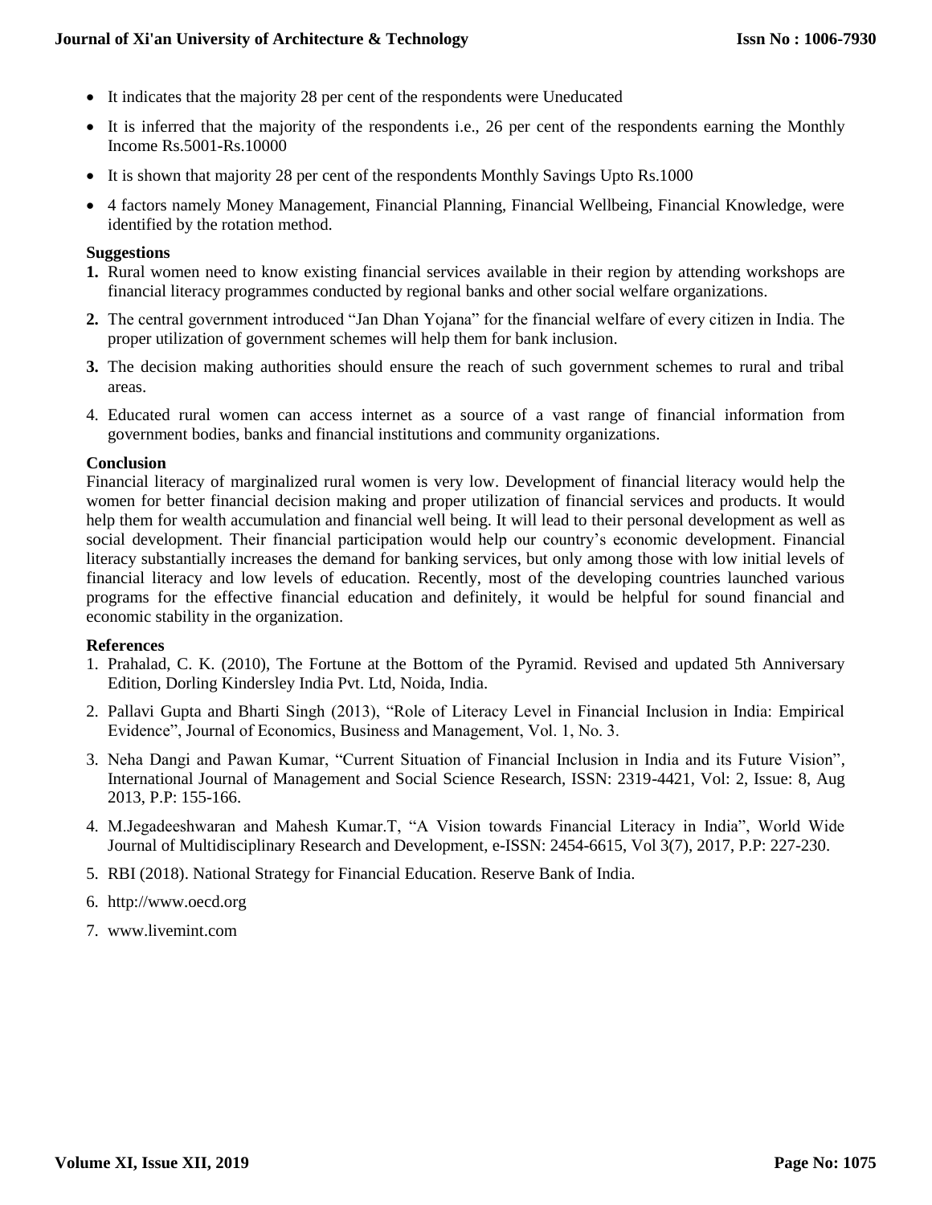- It indicates that the majority 28 per cent of the respondents were Uneducated
- It is inferred that the majority of the respondents i.e., 26 per cent of the respondents earning the Monthly Income Rs.5001-Rs.10000
- It is shown that majority 28 per cent of the respondents Monthly Savings Upto Rs.1000
- 4 factors namely Money Management, Financial Planning, Financial Wellbeing, Financial Knowledge, were identified by the rotation method.

**Suggestions**

1. Rural women need to know existing financial services available in their region by attending workshops are financial literacy programmes conducted by regional banks and other social welfare organizations.
2. The central government introduced "Jan Dhan Yojana" for the financial welfare of every citizen in India. The proper utilization of government schemes will help them for bank inclusion.
3. The decision making authorities should ensure the reach of such government schemes to rural and tribal areas.
4. Educated rural women can access internet as a source of a vast range of financial information from government bodies, banks and financial institutions and community organizations.

**Conclusion**

Financial literacy of marginalized rural women is very low. Development of financial literacy would help the women for better financial decision making and proper utilization of financial services and products. It would help them for wealth accumulation and financial well being. It will lead to their personal development as well as social development. Their financial participation would help our country's economic development. Financial literacy substantially increases the demand for banking services, but only among those with low initial levels of financial literacy and low levels of education. Recently, most of the developing countries launched various programs for the effective financial education and definitely, it would be helpful for sound financial and economic stability in the organization.

**References**

1. Prahalad, C. K. (2010), The Fortune at the Bottom of the Pyramid. Revised and updated 5th Anniversary Edition, Dorling Kindersley India Pvt. Ltd, Noida, India.
2. Pallavi Gupta and Bharti Singh (2013), "Role of Literacy Level in Financial Inclusion in India: Empirical Evidence", Journal of Economics, Business and Management, Vol. 1, No. 3.
3. Neha Dangi and Pawan Kumar, "Current Situation of Financial Inclusion in India and its Future Vision", International Journal of Management and Social Science Research, ISSN: 2319-4421, Vol: 2, Issue: 8, Aug 2013, P.P: 155-166.
4. M.Jegadeeshwaran and Mahesh Kumar.T, "A Vision towards Financial Literacy in India", World Wide Journal of Multidisciplinary Research and Development, e-ISSN: 2454-6615, Vol 3(7), 2017, P.P: 227-230.
5. RBI (2018). National Strategy for Financial Education. Reserve Bank of India.
6. http://www.oecd.org
7. www.livemint.com